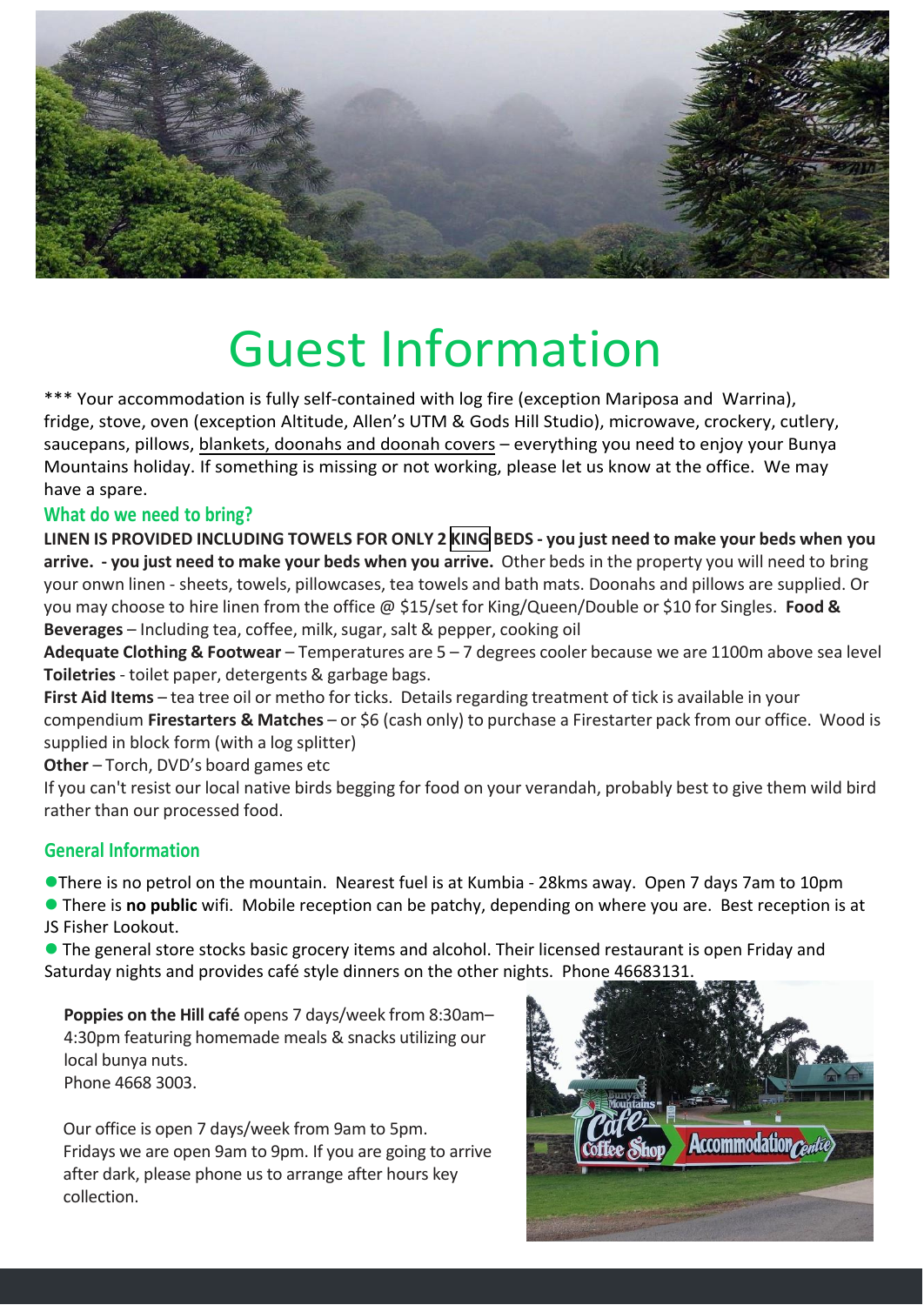# Guest Information

*** Your accommodation is fully self-contained with log fire (exception Mariposa and Warrina), fridge, stove, oven (exception Altitude, Allen's UTM & Gods Hill Studio), microwave, crockery, cutlery, saucepans, pillows, blankets, doonahs and doonah covers – everything you need to enjoy your Bunya Mountains holiday. If something is missing or not working, please let us know at the office. We may have a spare.

## What do we need to bring?

**LINEN IS PROVIDED INCLUDING TOWELS FOR ONLY 2 KING BEDS - you just need to make your beds when you arrive. - you just need to make your beds when you arrive.** Other beds in the property you will need to bring your onwn linen - sheets, towels, pillowcases, tea towels and bath mats. Doonahs and pillows are supplied. Or you may choose to hire linen from the office @ $15/set for King/Queen/Double or $10 for Singles. **Food & Beverages** – Including tea, coffee, milk, sugar, salt & pepper, cooking oil

**Adequate Clothing & Footwear** – Temperatures are 5 – 7 degrees cooler because we are 1100m above sea level

**Toiletries** - toilet paper, detergents & garbage bags.

**First Aid Items** – tea tree oil or metho for ticks. Details regarding treatment of tick is available in your compendium **Firestarters & Matches** – or $6 (cash only) to purchase a Firestarter pack from our office. Wood is supplied in block form (with a log splitter)

**Other** – Torch, DVD's board games etc

If you can't resist our local native birds begging for food on your verandah, probably best to give them wild bird rather than our processed food.

## General Information

- There is no petrol on the mountain. Nearest fuel is at Kumbia - 28kms away. Open 7 days 7am to 10pm
- There is **no public** wifi. Mobile reception can be patchy, depending on where you are. Best reception is at JS Fisher Lookout.
- The general store stocks basic grocery items and alcohol. Their licensed restaurant is open Friday and Saturday nights and provides café style dinners on the other nights. Phone 46683131.

**Poppies on the Hill café** opens 7 days/week from 8:30am– 4:30pm featuring homemade meals & snacks utilizing our local bunya nuts.
Phone 4668 3003.

Our office is open 7 days/week from 9am to 5pm. Fridays we are open 9am to 9pm. If you are going to arrive after dark, please phone us to arrange after hours key collection.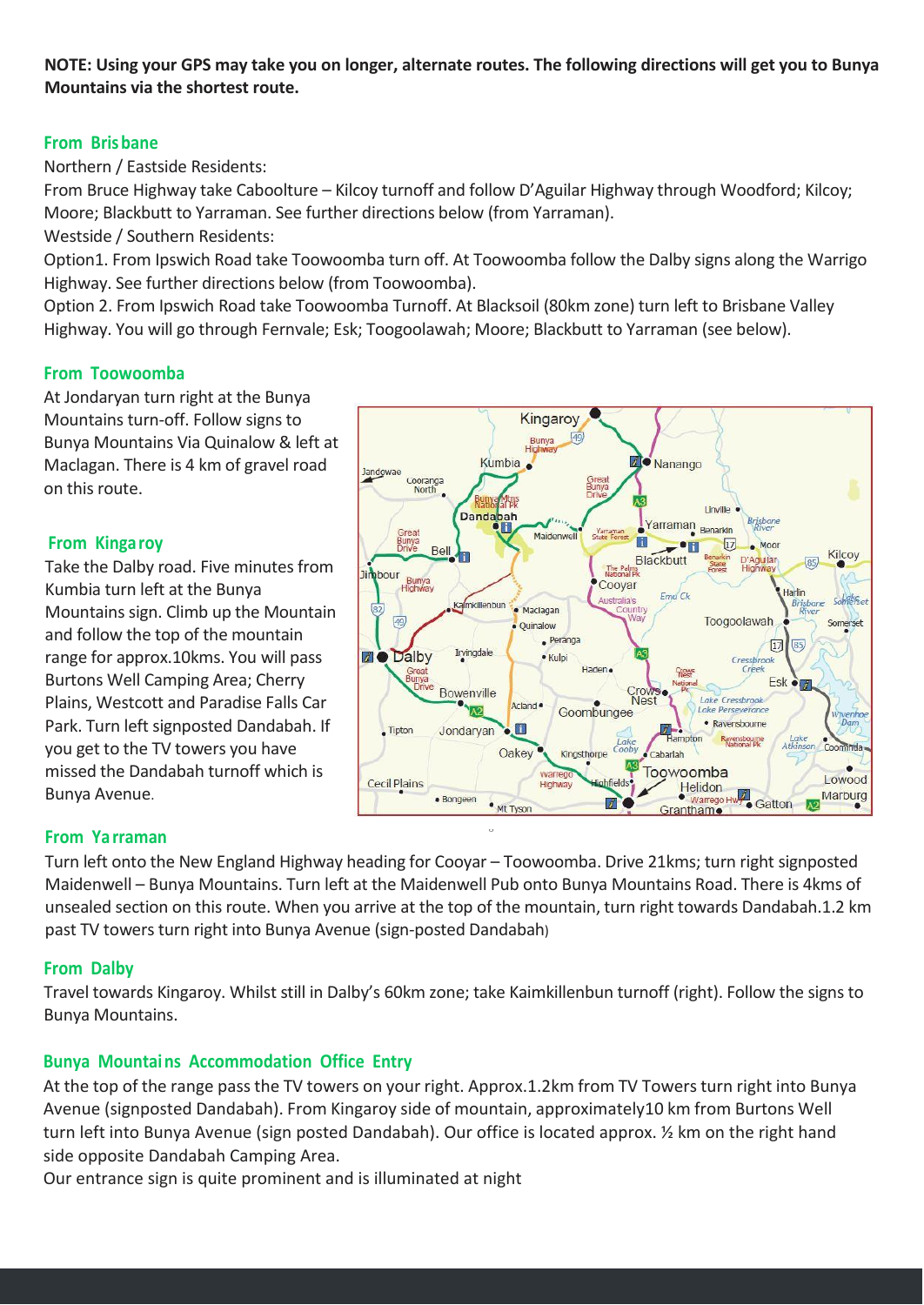**NOTE: Using your GPS may take you on longer, alternate routes. The following directions will get you to Bunya Mountains via the shortest route.**

## From Brisbane

Northern / Eastside Residents:

From Bruce Highway take Caboolture – Kilcoy turnoff and follow D'Aguilar Highway through Woodford; Kilcoy; Moore; Blackbutt to Yarraman. See further directions below (from Yarraman).

Westside / Southern Residents:

Option1. From Ipswich Road take Toowoomba turn off. At Toowoomba follow the Dalby signs along the Warrigo Highway. See further directions below (from Toowoomba).

Option 2. From Ipswich Road take Toowoomba Turnoff. At Blacksoil (80km zone) turn left to Brisbane Valley Highway. You will go through Fernvale; Esk; Toogoolawah; Moore; Blackbutt to Yarraman (see below).

## From Toowoomba

At Jondaryan turn right at the Bunya Mountains turn-off. Follow signs to Bunya Mountains Via Quinalow & left at Maclagan. There is 4 km of gravel road on this route.

## From Kingaroy

Take the Dalby road. Five minutes from Kumbia turn left at the Bunya Mountains sign. Climb up the Mountain and follow the top of the mountain range for approx.10kms. You will pass Burtons Well Camping Area; Cherry Plains, Westcott and Paradise Falls Car Park. Turn left signposted Dandabah. If you get to the TV towers you have missed the Dandabah turnoff which is Bunya Avenue.

## From Yarraman

Turn left onto the New England Highway heading for Cooyar – Toowoomba. Drive 21kms; turn right signposted Maidenwell – Bunya Mountains. Turn left at the Maidenwell Pub onto Bunya Mountains Road. There is 4kms of unsealed section on this route. When you arrive at the top of the mountain, turn right towards Dandabah.1.2 km past TV towers turn right into Bunya Avenue (sign-posted Dandabah)

## From Dalby

Travel towards Kingaroy. Whilst still in Dalby's 60km zone; take Kaimkillenbun turnoff (right). Follow the signs to Bunya Mountains.

## Bunya Mountains Accommodation Office Entry

At the top of the range pass the TV towers on your right. Approx.1.2km from TV Towers turn right into Bunya Avenue (signposted Dandabah). From Kingaroy side of mountain, approximately10 km from Burtons Well turn left into Bunya Avenue (sign posted Dandabah). Our office is located approx. ½ km on the right hand side opposite Dandabah Camping Area.

Our entrance sign is quite prominent and is illuminated at night